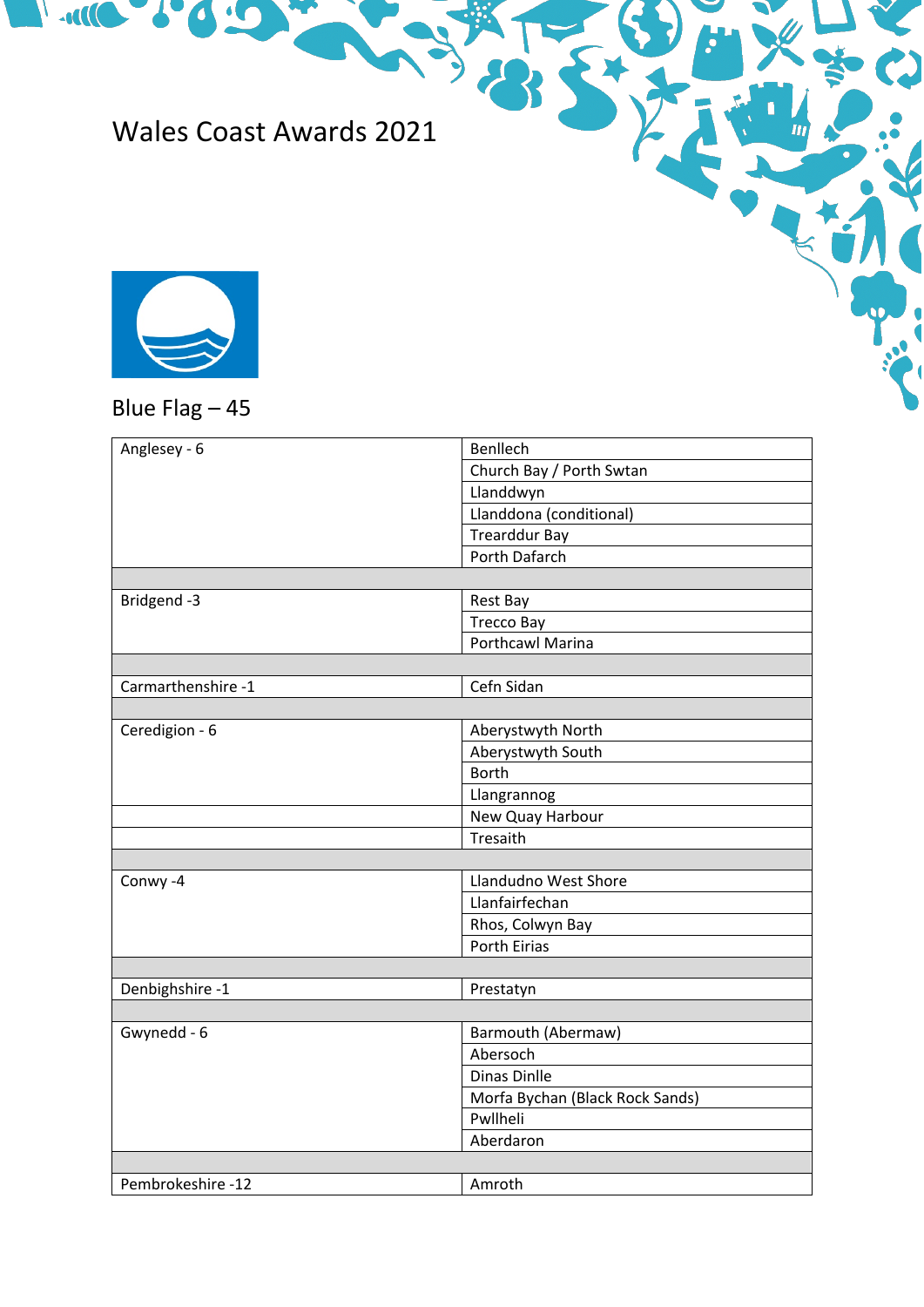# Wales Coast Awards 2021

## Blue Flag – 45

| | |
|---|---|
| Anglesey - 6 | Benllech |
| | Church Bay / Porth Swtan |
| | Llanddwyn |
| | Llanddona (conditional) |
| | Trearddur Bay |
| | Porth Dafarch |
| | |
| Bridgend -3 | Rest Bay |
| | Trecco Bay |
| | Porthcawl Marina |
| | |
| Carmarthenshire -1 | Cefn Sidan |
| | |
| Ceredigion - 6 | Aberystwyth North |
| | Aberystwyth South |
| | Borth |
| | Llangrannog |
| | New Quay Harbour |
| | Tresaith |
| | |
| Conwy -4 | Llandudno West Shore |
| | Llanfairfechan |
| | Rhos, Colwyn Bay |
| | Porth Eirias |
| | |
| Denbighshire -1 | Prestatyn |
| | |
| Gwynedd - 6 | Barmouth (Abermaw) |
| | Abersoch |
| | Dinas Dinlle |
| | Morfa Bychan (Black Rock Sands) |
| | Pwllheli |
| | Aberdaron |
| | |
| Pembrokeshire -12 | Amroth |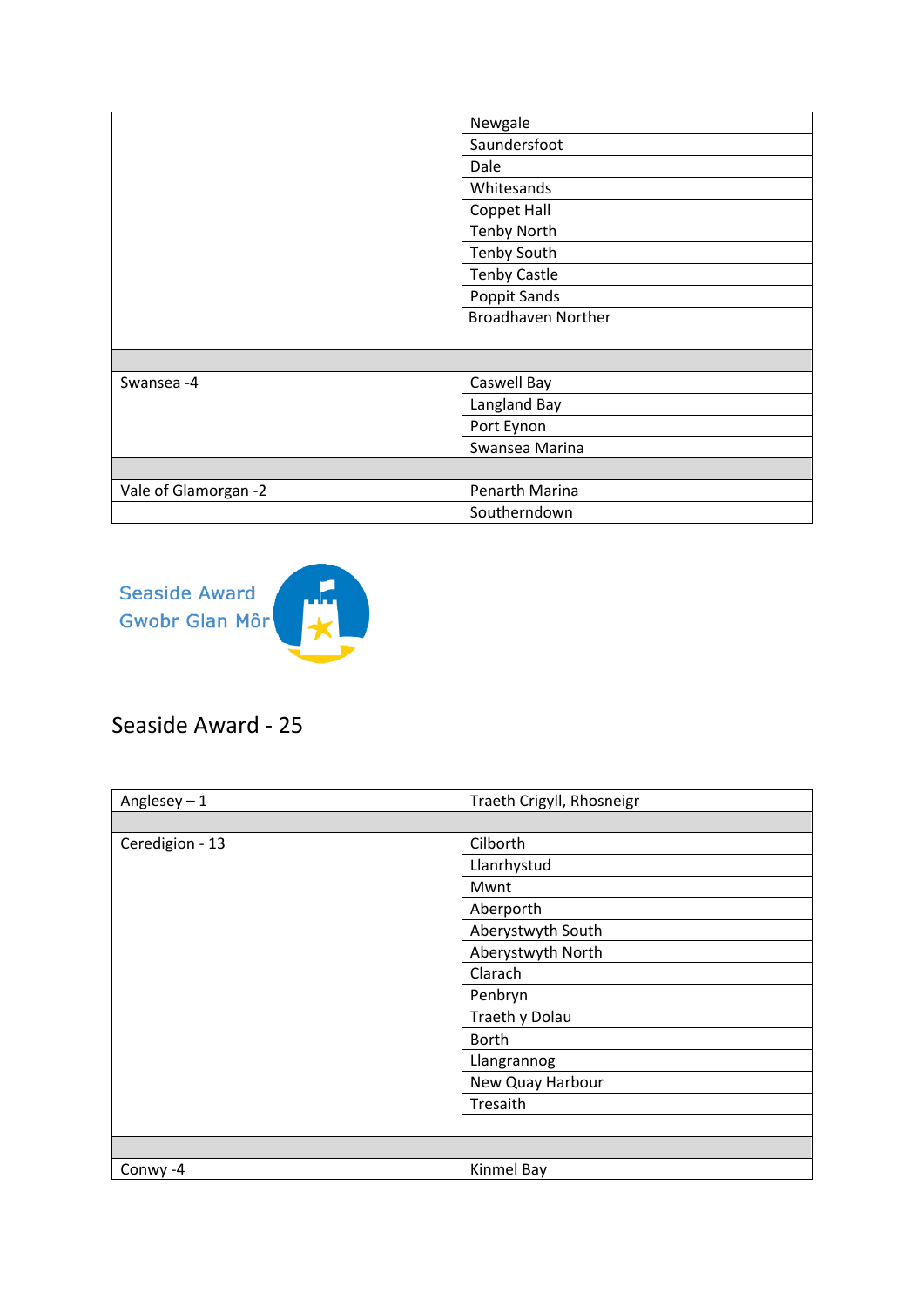| | |
|---|---|
| | Newgale |
| | Saundersfoot |
| | Dale |
| | Whitesands |
| | Coppet Hall |
| | Tenby North |
| | Tenby South |
| | Tenby Castle |
| | Poppit Sands |
| | Broadhaven Norther |
| | |
| | |
| Swansea -4 | Caswell Bay |
| | Langland Bay |
| | Port Eynon |
| | Swansea Marina |
| | |
| Vale of Glamorgan -2 | Penarth Marina |
| | Southerndown |

Seaside Award
Gwobr Glan Môr

# Seaside Award - 25

| | |
|---|---|
| Anglesey – 1 | Traeth Crigyll, Rhosneigr |
| | |
| Ceredigion - 13 | Cilborth |
| | Llanrhystud |
| | Mwnt |
| | Aberporth |
| | Aberystwyth South |
| | Aberystwyth North |
| | Clarach |
| | Penbryn |
| | Traeth y Dolau |
| | Borth |
| | Llangrannog |
| | New Quay Harbour |
| | Tresaith |
| | |
| | |
| Conwy -4 | Kinmel Bay |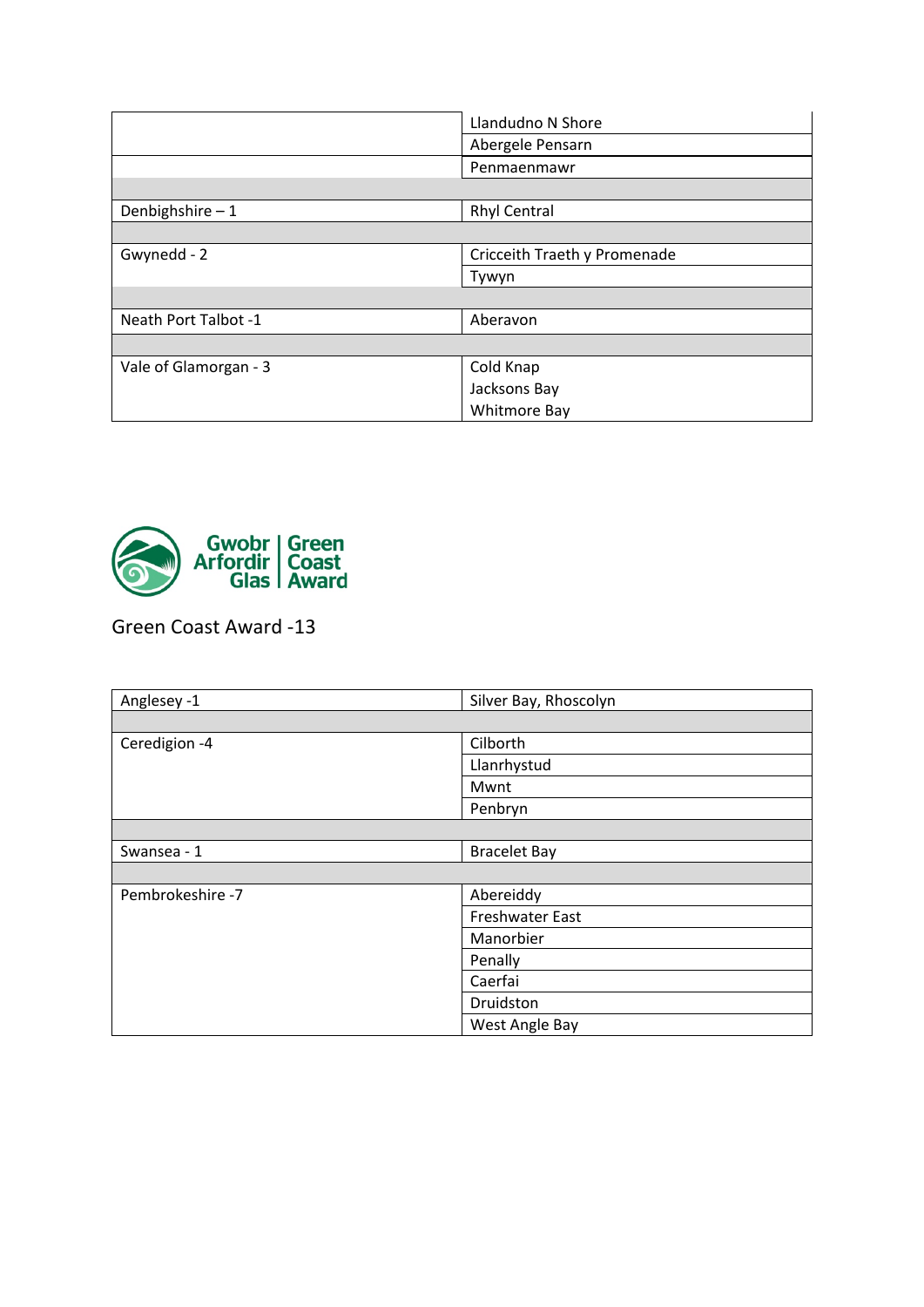| | |
|---|---|
| | Llandudno N Shore |
| | Abergele Pensarn |
| | Penmaenmawr |
| | |
| Denbighshire – 1 | Rhyl Central |
| | |
| Gwynedd - 2 | Cricceith Traeth y Promenade |
| | Tywyn |
| | |
| Neath Port Talbot -1 | Aberavon |
| | |
| Vale of Glamorgan - 3 | Cold Knap<br>Jacksons Bay<br>Whitmore Bay |

Gwobr Arfordir Glas | Green Coast Award

Green Coast Award -13

| | |
|---|---|
| Anglesey -1 | Silver Bay, Rhoscolyn |
| | |
| Ceredigion -4 | Cilborth |
| | Llanrhystud |
| | Mwnt |
| | Penbryn |
| | |
| Swansea - 1 | Bracelet Bay |
| | |
| Pembrokeshire -7 | Abereiddy |
| | Freshwater East |
| | Manorbier |
| | Penally |
| | Caerfai |
| | Druidston |
| | West Angle Bay |